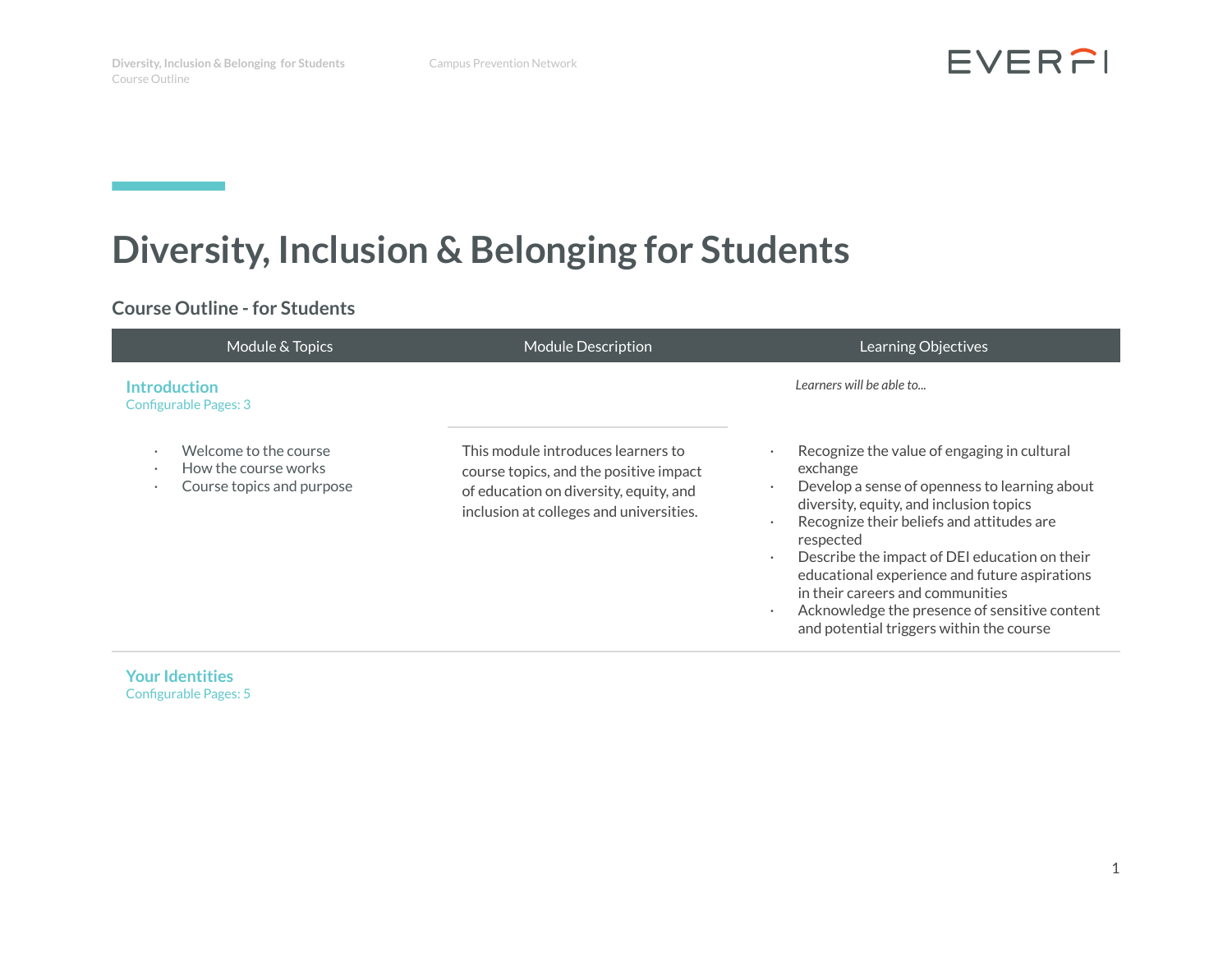# Diversity, Inclusion & Belonging for Students

## Course Outline - for Students

| Module & Topics | Module Description | Learning Objectives |
|---|---|---|
| **Introduction**<br>Configurable Pages: 3 | | *Learners will be able to...* |
| · Welcome to the course<br>· How the course works<br>· Course topics and purpose | This module introduces learners to course topics, and the positive impact of education on diversity, equity, and inclusion at colleges and universities. | · Recognize the value of engaging in cultural exchange<br>· Develop a sense of openness to learning about diversity, equity, and inclusion topics<br>· Recognize their beliefs and attitudes are respected<br>· Describe the impact of DEI education on their educational experience and future aspirations in their careers and communities<br>· Acknowledge the presence of sensitive content and potential triggers within the course |
| **Your Identities**<br>Configurable Pages: 5 | | |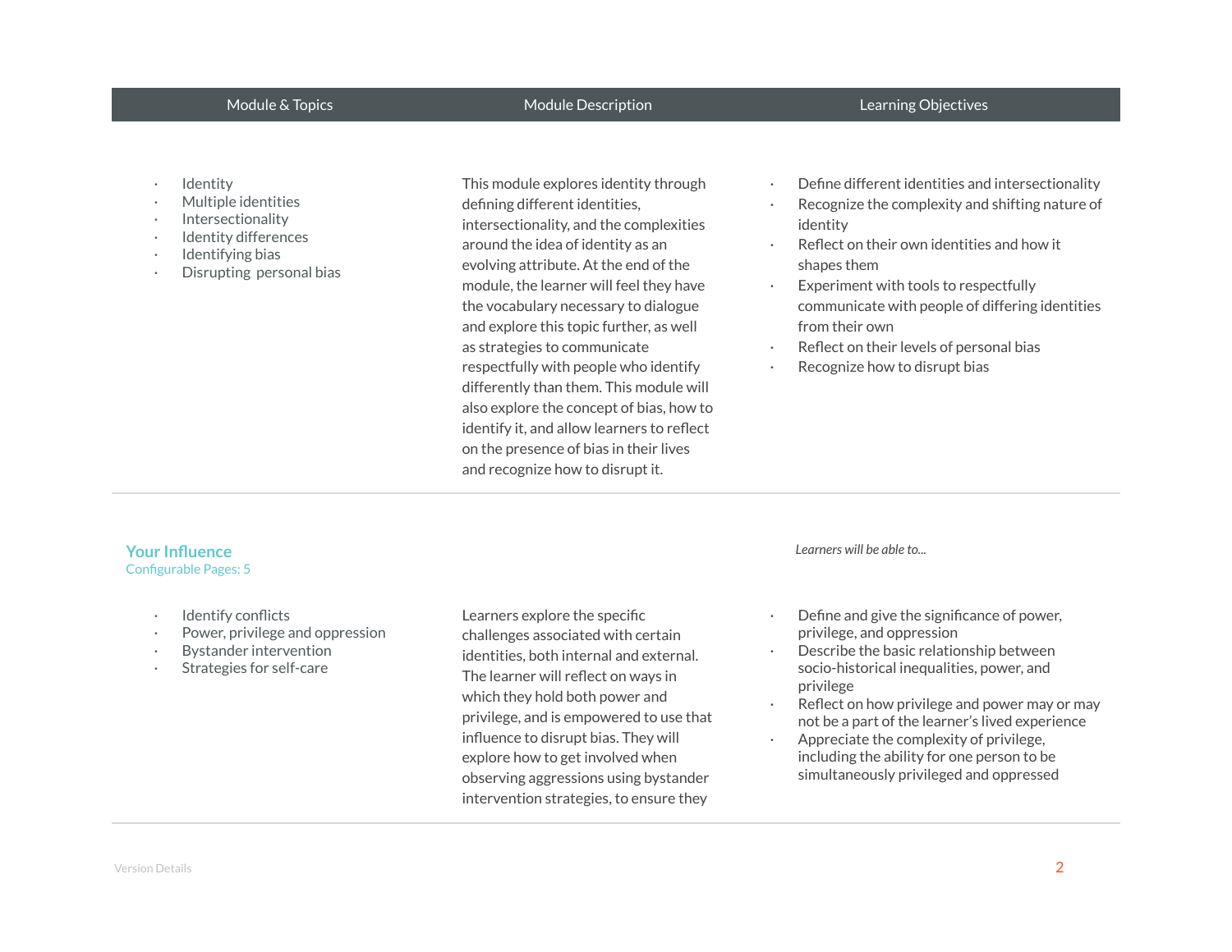| Module & Topics | Module Description | Learning Objectives |
| --- | --- | --- |
| • Identity<br>• Multiple identities<br>• Intersectionality<br>• Identity differences<br>• Identifying bias<br>• Disrupting personal bias | This module explores identity through defining different identities, intersectionality, and the complexities around the idea of identity as an evolving attribute. At the end of the module, the learner will feel they have the vocabulary necessary to dialogue and explore this topic further, as well as strategies to communicate respectfully with people who identify differently than them. This module will also explore the concept of bias, how to identify it, and allow learners to reflect on the presence of bias in their lives and recognize how to disrupt it. | • Define different identities and intersectionality<br>• Recognize the complexity and shifting nature of identity<br>• Reflect on their own identities and how it shapes them<br>• Experiment with tools to respectfully communicate with people of differing identities from their own<br>• Reflect on their levels of personal bias<br>• Recognize how to disrupt bias |
| **Your Influence**<br>Configurable Pages: 5 | | *Learners will be able to...* |
| • Identify conflicts<br>• Power, privilege and oppression<br>• Bystander intervention<br>• Strategies for self-care | Learners explore the specific challenges associated with certain identities, both internal and external. The learner will reflect on ways in which they hold both power and privilege, and is empowered to use that influence to disrupt bias. They will explore how to get involved when observing aggressions using bystander intervention strategies, to ensure they | • Define and give the significance of power, privilege, and oppression<br>• Describe the basic relationship between socio-historical inequalities, power, and privilege<br>• Reflect on how privilege and power may or may not be a part of the learner's lived experience<br>• Appreciate the complexity of privilege, including the ability for one person to be simultaneously privileged and oppressed |

Version Details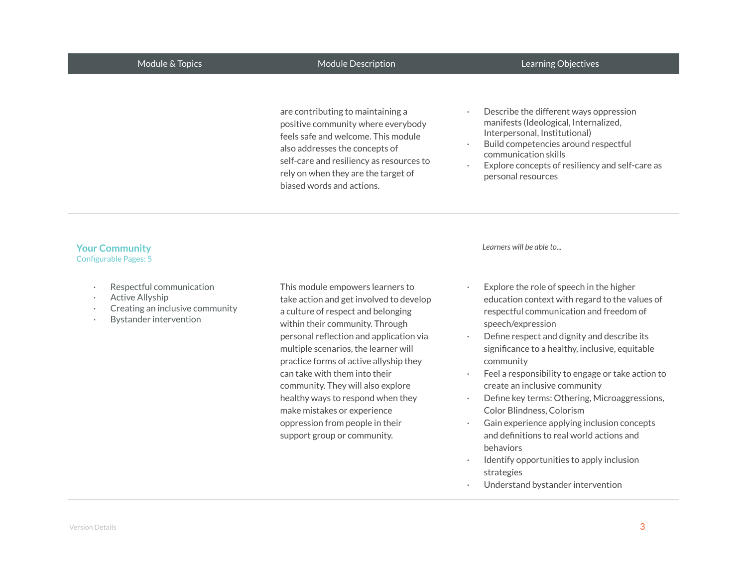| Module & Topics | Module Description | Learning Objectives |
|---|---|---|
| | are contributing to maintaining a positive community where everybody feels safe and welcome. This module also addresses the concepts of self-care and resiliency as resources to rely on when they are the target of biased words and actions. | · Describe the different ways oppression manifests (Ideological, Internalized, Interpersonal, Institutional)<br>· Build competencies around respectful communication skills<br>· Explore concepts of resiliency and self-care as personal resources |
| **Your Community**<br>Configurable Pages: 5<br><br>· Respectful communication<br>· Active Allyship<br>· Creating an inclusive community<br>· Bystander intervention | This module empowers learners to take action and get involved to develop a culture of respect and belonging within their community. Through personal reflection and application via multiple scenarios, the learner will practice forms of active allyship they can take with them into their community. They will also explore healthy ways to respond when they make mistakes or experience oppression from people in their support group or community. | *Learners will be able to...*<br><br>· Explore the role of speech in the higher education context with regard to the values of respectful communication and freedom of speech/expression<br>· Define respect and dignity and describe its significance to a healthy, inclusive, equitable community<br>· Feel a responsibility to engage or take action to create an inclusive community<br>· Define key terms: Othering, Microaggressions, Color Blindness, Colorism<br>· Gain experience applying inclusion concepts and definitions to real world actions and behaviors<br>· Identify opportunities to apply inclusion strategies<br>· Understand bystander intervention |

Version Details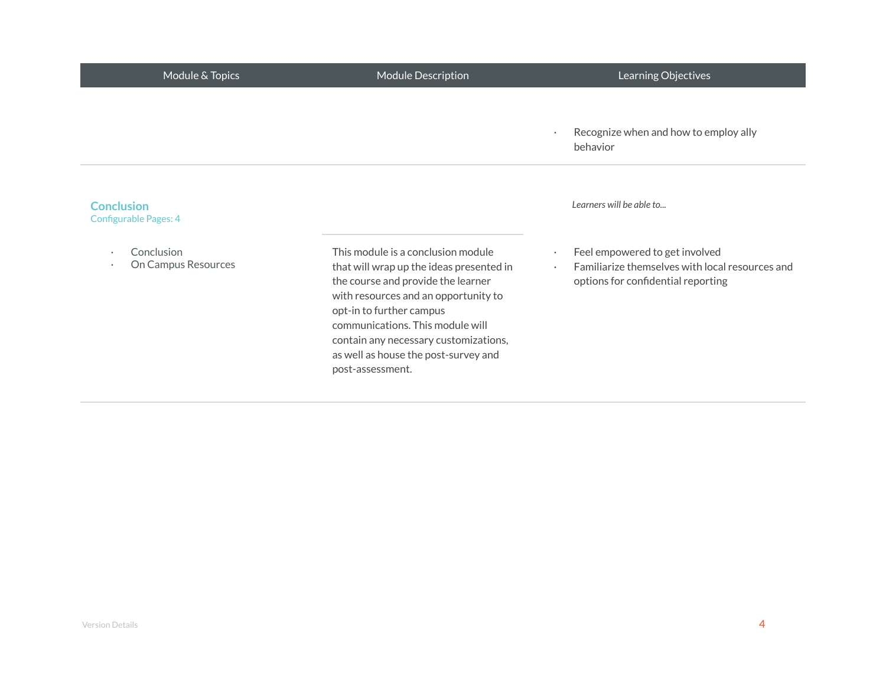| Module & Topics | Module Description | Learning Objectives |
|---|---|---|
| | | · Recognize when and how to employ ally behavior |
| **Conclusion**<br>Configurable Pages: 4<br><br>· Conclusion<br>· On Campus Resources | This module is a conclusion module that will wrap up the ideas presented in the course and provide the learner with resources and an opportunity to opt-in to further campus communications. This module will contain any necessary customizations, as well as house the post-survey and post-assessment. | *Learners will be able to...*<br><br>· Feel empowered to get involved<br>· Familiarize themselves with local resources and options for confidential reporting |

Version Details